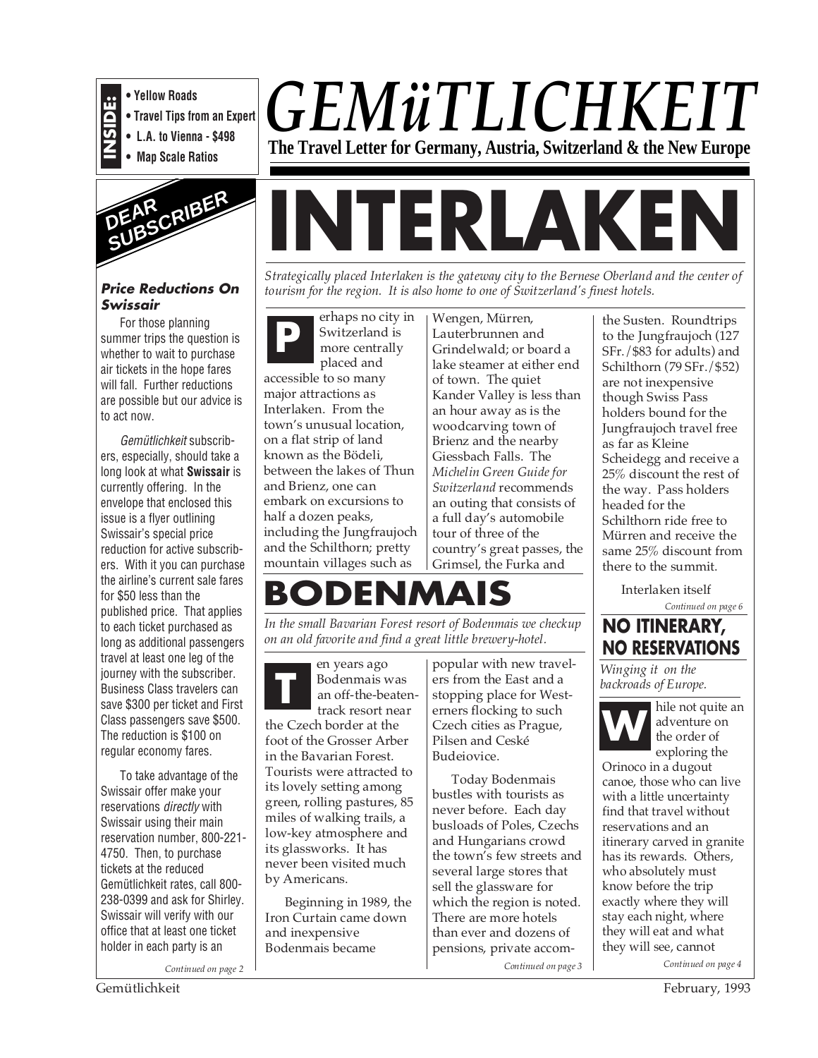# GEMüTLICHKEIT

**The Travel Letter for Germany, Austria, Switzerland & the New Europe**

**INSIDE:**
- **Yellow Roads**
- **Travel Tips from an Expert**
- **L.A. to Vienna - $498**
- **Map Scale Ratios**

# INTERLAKEN

*Strategically placed Interlaken is the gateway city to the Bernese Oberland and the center of tourism for the region. It is also home to one of Switzerland's finest hotels.*

Perhaps no city in Switzerland is more centrally placed and accessible to so many major attractions as Interlaken. From the town's unusual location, on a flat strip of land known as the Bödeli, between the lakes of Thun and Brienz, one can embark on excursions to half a dozen peaks, including the Jungfraujoch and the Schilthorn; pretty mountain villages such as Wengen, Mürren, Lauterbrunnen and Grindelwald; or board a lake steamer at either end of town. The quiet Kander Valley is less than an hour away as is the woodcarving town of Brienz and the nearby Giessbach Falls. The *Michelin Green Guide for Switzerland* recommends an outing that consists of a full day's automobile tour of three of the country's great passes, the Grimsel, the Furka and the Susten. Roundtrips to the Jungfraujoch (127 SFr./$83 for adults) and Schilthorn (79 SFr./$52) are not inexpensive though Swiss Pass holders bound for the Jungfraujoch travel free as far as Kleine Scheidegg and receive a 25% discount the rest of the way. Pass holders headed for the Schilthorn ride free to Mürren and receive the same 25% discount from there to the summit.

Interlaken itself

*Continued on page 6*

# BODENMAIS

*In the small Bavarian Forest resort of Bodenmais we checkup on an old favorite and find a great little brewery-hotel.*

Ten years ago Bodenmais was an off-the-beaten-track resort near the Czech border at the foot of the Grosser Arber in the Bavarian Forest. Tourists were attracted to its lovely setting among green, rolling pastures, 85 miles of walking trails, a low-key atmosphere and its glassworks. It has never been visited much by Americans.

Beginning in 1989, the Iron Curtain came down and inexpensive Bodenmais became popular with new travelers from the East and a stopping place for Westerners flocking to such Czech cities as Prague, Pilsen and Ceské Budeiovice.

Today Bodenmais bustles with tourists as never before. Each day busloads of Poles, Czechs and Hungarians crowd the town's few streets and several large stores that sell the glassware for which the region is noted. There are more hotels than ever and dozens of pensions, private accom-

*Continued on page 3*

## NO ITINERARY, NO RESERVATIONS

*Winging it on the backroads of Europe.*

While not quite an adventure on the order of exploring the Orinoco in a dugout canoe, those who can live with a little uncertainty find that travel without reservations and an itinerary carved in granite has its rewards. Others, who absolutely must know before the trip exactly where they will stay each night, where they will eat and what they will see, cannot

*Continued on page 4*

## DEAR SUBSCRIBER

### *Price Reductions On Swissair*

For those planning summer trips the question is whether to wait to purchase air tickets in the hope fares will fall. Further reductions are possible but our advice is to act now.

*Gemütlichkeit* subscribers, especially, should take a long look at what **Swissair** is currently offering. In the envelope that enclosed this issue is a flyer outlining Swissair's special price reduction for active subscribers. With it you can purchase the airline's current sale fares for $50 less than the published price. That applies to each ticket purchased as long as additional passengers travel at least one leg of the journey with the subscriber. Business Class travelers can save $300 per ticket and First Class passengers save $500. The reduction is $100 on regular economy fares.

To take advantage of the Swissair offer make your reservations *directly* with Swissair using their main reservation number, 800-221-4750. Then, to purchase tickets at the reduced Gemütlichkeit rates, call 800-238-0399 and ask for Shirley. Swissair will verify with our office that at least one ticket holder in each party is an

*Continued on page 2*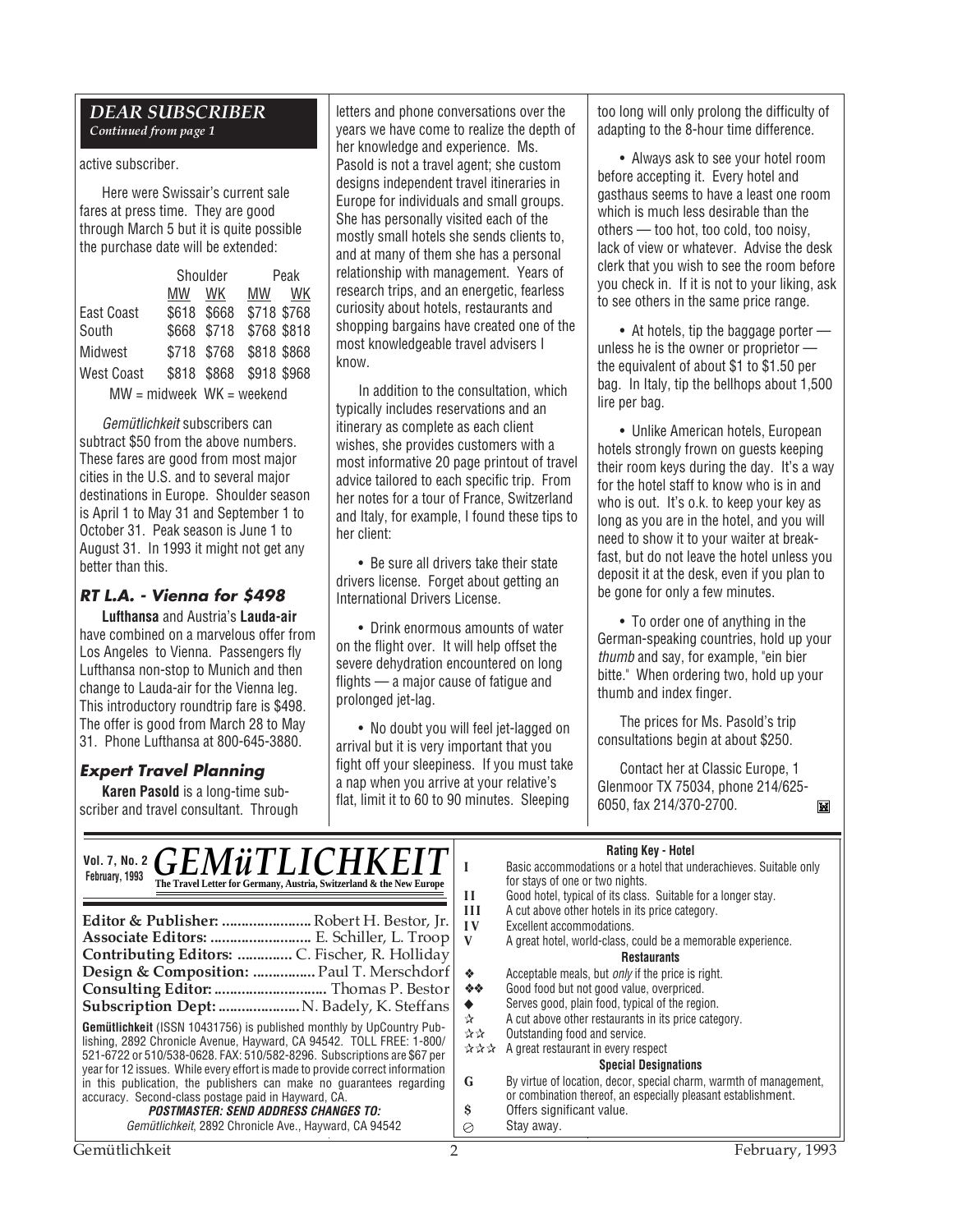## DEAR SUBSCRIBER

*Continued from page 1*

active subscriber.

Here were Swissair's current sale fares at press time. They are good through March 5 but it is quite possible the purchase date will be extended:

| | Shoulder | | Peak | |
|---|---|---|---|---|
| | MW | WK | MW | WK |
| East Coast | $618 | $668 | $718 | $768 |
| South | $668 | $718 | $768 | $818 |
| Midwest | $718 | $768 | $818 | $868 |
| West Coast | $818 | $868 | $918 | $968 |

MW = midweek WK = weekend

*Gemütlichkeit* subscribers can subtract $50 from the above numbers. These fares are good from most major cities in the U.S. and to several major destinations in Europe. Shoulder season is April 1 to May 31 and September 1 to October 31. Peak season is June 1 to August 31. In 1993 it might not get any better than this.

### RT L.A. - Vienna for $498

**Lufthansa** and Austria's **Lauda-air** have combined on a marvelous offer from Los Angeles to Vienna. Passengers fly Lufthansa non-stop to Munich and then change to Lauda-air for the Vienna leg. This introductory roundtrip fare is $498. The offer is good from March 28 to May 31. Phone Lufthansa at 800-645-3880.

### Expert Travel Planning

**Karen Pasold** is a long-time subscriber and travel consultant. Through letters and phone conversations over the years we have come to realize the depth of her knowledge and experience. Ms. Pasold is not a travel agent; she custom designs independent travel itineraries in Europe for individuals and small groups. She has personally visited each of the mostly small hotels she sends clients to, and at many of them she has a personal relationship with management. Years of research trips, and an energetic, fearless curiosity about hotels, restaurants and shopping bargains have created one of the most knowledgeable travel advisers I know.

In addition to the consultation, which typically includes reservations and an itinerary as complete as each client wishes, she provides customers with a most informative 20 page printout of travel advice tailored to each specific trip. From her notes for a tour of France, Switzerland and Italy, for example, I found these tips to her client:

- Be sure all drivers take their state drivers license. Forget about getting an International Drivers License.

- Drink enormous amounts of water on the flight over. It will help offset the severe dehydration encountered on long flights — a major cause of fatigue and prolonged jet-lag.

- No doubt you will feel jet-lagged on arrival but it is very important that you fight off your sleepiness. If you must take a nap when you arrive at your relative's flat, limit it to 60 to 90 minutes. Sleeping too long will only prolong the difficulty of adapting to the 8-hour time difference.

- Always ask to see your hotel room before accepting it. Every hotel and gasthaus seems to have a least one room which is much less desirable than the others — too hot, too cold, too noisy, lack of view or whatever. Advise the desk clerk that you wish to see the room before you check in. If it is not to your liking, ask to see others in the same price range.

- At hotels, tip the baggage porter — unless he is the owner or proprietor — the equivalent of about $1 to $1.50 per bag. In Italy, tip the bellhops about 1,500 lire per bag.

- Unlike American hotels, European hotels strongly frown on guests keeping their room keys during the day. It's a way for the hotel staff to know who is in and who is out. It's o.k. to keep your key as long as you are in the hotel, and you will need to show it to your waiter at breakfast, but do not leave the hotel unless you deposit it at the desk, even if you plan to be gone for only a few minutes.

- To order one of anything in the German-speaking countries, hold up your *thumb* and say, for example, "ein bier bitte." When ordering two, hold up your thumb and index finger.

The prices for Ms. Pasold's trip consultations begin at about $250.

Contact her at Classic Europe, 1 Glenmoor TX 75034, phone 214/625-6050, fax 214/370-2700.

---

**Vol. 7, No. 2, February, 1993**

# GEMüTLICHKEIT

**The Travel Letter for Germany, Austria, Switzerland & the New Europe**

**Editor & Publisher:** Robert H. Bestor, Jr.
**Associate Editors:** E. Schiller, L. Troop
**Contributing Editors:** C. Fischer, R. Holliday
**Design & Composition:** Paul T. Merschdorf
**Consulting Editor:** Thomas P. Bestor
**Subscription Dept:** N. Badely, K. Steffans

**Gemütlichkeit** (ISSN 10431756) is published monthly by UpCountry Publishing, 2892 Chronicle Avenue, Hayward, CA 94542. TOLL FREE: 1-800/521-6722 or 510/538-0628. FAX: 510/582-8296. Subscriptions are $67 per year for 12 issues. While every effort is made to provide correct information in this publication, the publishers can make no guarantees regarding accuracy. Second-class postage paid in Hayward, CA.

***POSTMASTER: SEND ADDRESS CHANGES TO:***
*Gemütlichkeit*, 2892 Chronicle Ave., Hayward, CA 94542

**Rating Key - Hotel**

| | |
|---|---|
| I | Basic accommodations or a hotel that underachieves. Suitable only for stays of one or two nights. |
| II | Good hotel, typical of its class. Suitable for a longer stay. |
| III | A cut above other hotels in its price category. |
| IV | Excellent accommodations. |
| V | A great hotel, world-class, could be a memorable experience. |

**Restaurants**

| | |
|---|---|
| ❖ | Acceptable meals, but *only* if the price is right. |
| ❖❖ | Good food but not good value, overpriced. |
| ◆ | Serves good, plain food, typical of the region. |
| ☆ | A cut above other restaurants in its price category. |
| ☆☆ | Outstanding food and service. |
| ☆☆☆ | A great restaurant in every respect |

**Special Designations**

| | |
|---|---|
| G | By virtue of location, decor, special charm, warmth of management, or combination thereof, an especially pleasant establishment. |
| $ | Offers significant value. |
| ⊘ | Stay away. |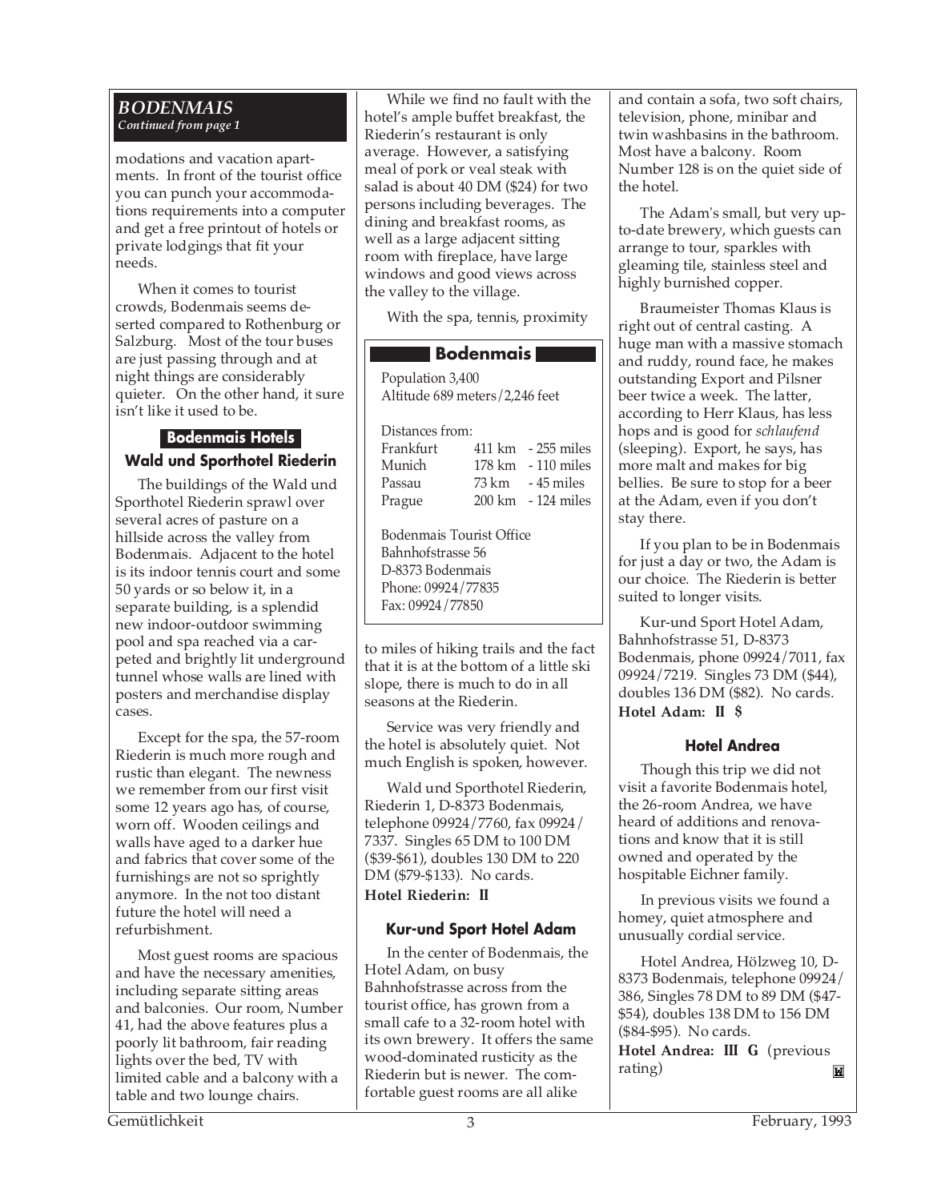## BODENMAIS

*Continued from page 1*

modations and vacation apartments. In front of the tourist office you can punch your accommodations requirements into a computer and get a free printout of hotels or private lodgings that fit your needs.

When it comes to tourist crowds, Bodenmais seems deserted compared to Rothenburg or Salzburg. Most of the tour buses are just passing through and at night things are considerably quieter. On the other hand, it sure isn't like it used to be.

### Bodenmais Hotels

#### Wald und Sporthotel Riederin

The buildings of the Wald und Sporthotel Riederin sprawl over several acres of pasture on a hillside across the valley from Bodenmais. Adjacent to the hotel is its indoor tennis court and some 50 yards or so below it, in a separate building, is a splendid new indoor-outdoor swimming pool and spa reached via a carpeted and brightly lit underground tunnel whose walls are lined with posters and merchandise display cases.

Except for the spa, the 57-room Riederin is much more rough and rustic than elegant. The newness we remember from our first visit some 12 years ago has, of course, worn off. Wooden ceilings and walls have aged to a darker hue and fabrics that cover some of the furnishings are not so sprightly anymore. In the not too distant future the hotel will need a refurbishment.

Most guest rooms are spacious and have the necessary amenities, including separate sitting areas and balconies. Our room, Number 41, had the above features plus a poorly lit bathroom, fair reading lights over the bed, TV with limited cable and a balcony with a table and two lounge chairs.

While we find no fault with the hotel's ample buffet breakfast, the Riederin's restaurant is only average. However, a satisfying meal of pork or veal steak with salad is about 40 DM ($24) for two persons including beverages. The dining and breakfast rooms, as well as a large adjacent sitting room with fireplace, have large windows and good views across the valley to the village.

With the spa, tennis, proximity to miles of hiking trails and the fact that it is at the bottom of a little ski slope, there is much to do in all seasons at the Riederin.

Service was very friendly and the hotel is absolutely quiet. Not much English is spoken, however.

Wald und Sporthotel Riederin, Riederin 1, D-8373 Bodenmais, telephone 09924/7760, fax 09924/7337. Singles 65 DM to 100 DM ($39-$61), doubles 130 DM to 220 DM ($79-$133). No cards.

**Hotel Riederin: II**

> **Bodenmais**
>
> Population 3,400
> Altitude 689 meters/2,246 feet
>
> Distances from:
>
> | | | |
> |---|---|---|
> | Frankfurt | 411 km | - 255 miles |
> | Munich | 178 km | - 110 miles |
> | Passau | 73 km | - 45 miles |
> | Prague | 200 km | - 124 miles |
>
> Bodenmais Tourist Office
> Bahnhofstrasse 56
> D-8373 Bodenmais
> Phone: 09924/77835
> Fax: 09924/77850

#### Kur-und Sport Hotel Adam

In the center of Bodenmais, the Hotel Adam, on busy Bahnhofstrasse across from the tourist office, has grown from a small cafe to a 32-room hotel with its own brewery. It offers the same wood-dominated rusticity as the Riederin but is newer. The comfortable guest rooms are all alike and contain a sofa, two soft chairs, television, phone, minibar and twin washbasins in the bathroom. Most have a balcony. Room Number 128 is on the quiet side of the hotel.

The Adam's small, but very up-to-date brewery, which guests can arrange to tour, sparkles with gleaming tile, stainless steel and highly burnished copper.

Braumeister Thomas Klaus is right out of central casting. A huge man with a massive stomach and ruddy, round face, he makes outstanding Export and Pilsner beer twice a week. The latter, according to Herr Klaus, has less hops and is good for *schlaufend* (sleeping). Export, he says, has more malt and makes for big bellies. Be sure to stop for a beer at the Adam, even if you don't stay there.

If you plan to be in Bodenmais for just a day or two, the Adam is our choice. The Riederin is better suited to longer visits.

Kur-und Sport Hotel Adam, Bahnhofstrasse 51, D-8373 Bodenmais, phone 09924/7011, fax 09924/7219. Singles 73 DM ($44), doubles 136 DM ($82). No cards.

**Hotel Adam: II $**

#### Hotel Andrea

Though this trip we did not visit a favorite Bodenmais hotel, the 26-room Andrea, we have heard of additions and renovations and know that it is still owned and operated by the hospitable Eichner family.

In previous visits we found a homey, quiet atmosphere and unusually cordial service.

Hotel Andrea, Hölzweg 10, D-8373 Bodenmais, telephone 09924/386, Singles 78 DM to 89 DM ($47-$54), doubles 138 DM to 156 DM ($84-$95). No cards.

**Hotel Andrea: III G** (previous rating)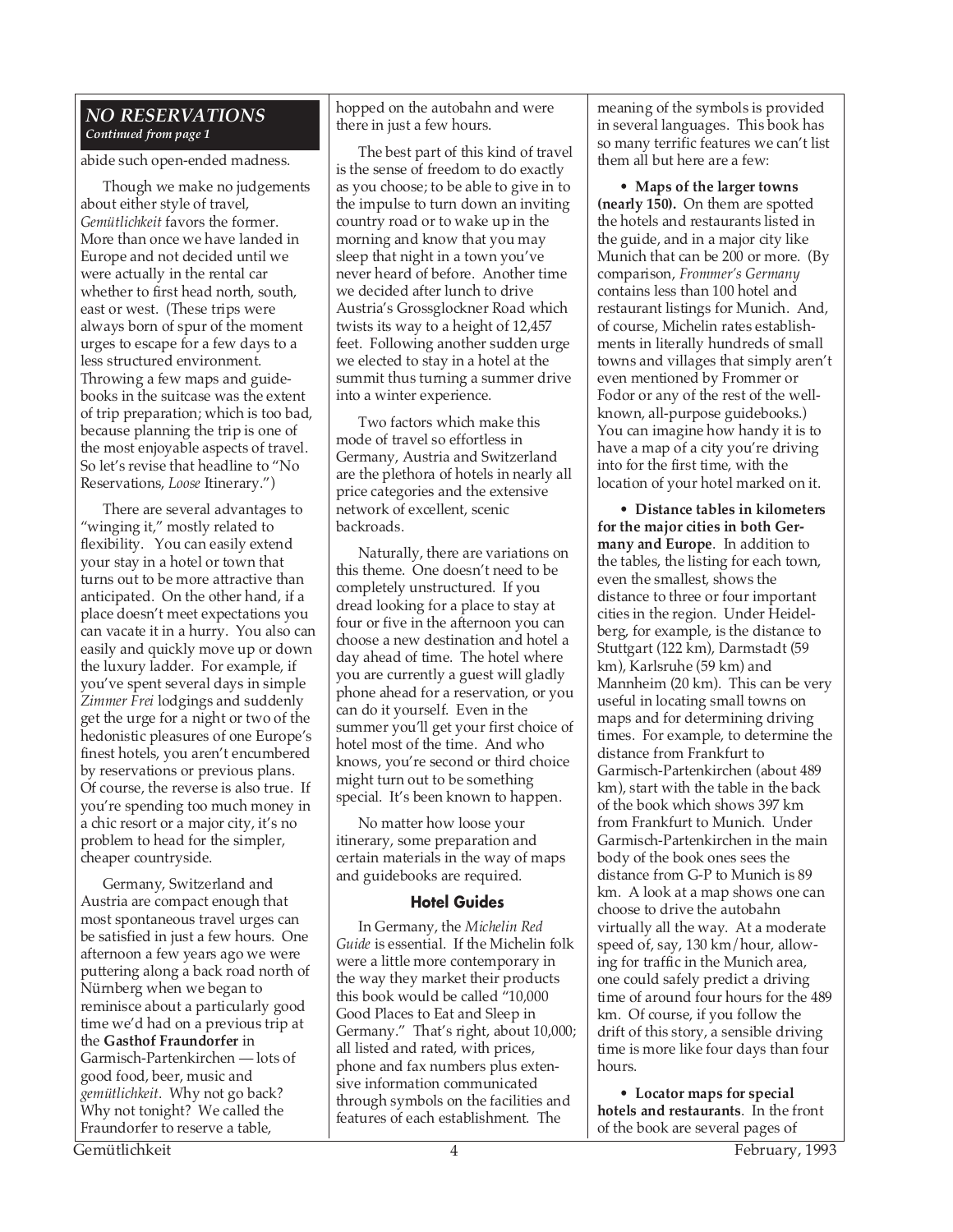## NO RESERVATIONS

*Continued from page 1*

abide such open-ended madness.

Though we make no judgements about either style of travel, *Gemütlichkeit* favors the former. More than once we have landed in Europe and not decided until we were actually in the rental car whether to first head north, south, east or west. (These trips were always born of spur of the moment urges to escape for a few days to a less structured environment. Throwing a few maps and guidebooks in the suitcase was the extent of trip preparation; which is too bad, because planning the trip is one of the most enjoyable aspects of travel. So let's revise that headline to "No Reservations, *Loose* Itinerary.")

There are several advantages to "winging it," mostly related to flexibility. You can easily extend your stay in a hotel or town that turns out to be more attractive than anticipated. On the other hand, if a place doesn't meet expectations you can vacate it in a hurry. You also can easily and quickly move up or down the luxury ladder. For example, if you've spent several days in simple *Zimmer Frei* lodgings and suddenly get the urge for a night or two of the hedonistic pleasures of one Europe's finest hotels, you aren't encumbered by reservations or previous plans. Of course, the reverse is also true. If you're spending too much money in a chic resort or a major city, it's no problem to head for the simpler, cheaper countryside.

Germany, Switzerland and Austria are compact enough that most spontaneous travel urges can be satisfied in just a few hours. One afternoon a few years ago we were puttering along a back road north of Nürnberg when we began to reminisce about a particularly good time we'd had on a previous trip at the **Gasthof Fraundorfer** in Garmisch-Partenkirchen — lots of good food, beer, music and *gemütlichkeit*. Why not go back? Why not tonight? We called the Fraundorfer to reserve a table, hopped on the autobahn and were there in just a few hours.

The best part of this kind of travel is the sense of freedom to do exactly as you choose; to be able to give in to the impulse to turn down an inviting country road or to wake up in the morning and know that you may sleep that night in a town you've never heard of before. Another time we decided after lunch to drive Austria's Grossglockner Road which twists its way to a height of 12,457 feet. Following another sudden urge we elected to stay in a hotel at the summit thus turning a summer drive into a winter experience.

Two factors which make this mode of travel so effortless in Germany, Austria and Switzerland are the plethora of hotels in nearly all price categories and the extensive network of excellent, scenic backroads.

Naturally, there are variations on this theme. One doesn't need to be completely unstructured. If you dread looking for a place to stay at four or five in the afternoon you can choose a new destination and hotel a day ahead of time. The hotel where you are currently a guest will gladly phone ahead for a reservation, or you can do it yourself. Even in the summer you'll get your first choice of hotel most of the time. And who knows, you're second or third choice might turn out to be something special. It's been known to happen.

No matter how loose your itinerary, some preparation and certain materials in the way of maps and guidebooks are required.

### Hotel Guides

In Germany, the *Michelin Red Guide* is essential. If the Michelin folk were a little more contemporary in the way they market their products this book would be eatled "10,000 Good Places to Eat and Sleep in Germany." That's right, about 10,000; all listed and rated, with prices, phone and fax numbers plus extensive information communicated through symbols on the facilities and features of each establishment. The meaning of the symbols is provided in several languages. This book has so many terrific features we can't list them all but here are a few:

- **Maps of the larger towns (nearly 150).** On them are spotted the hotels and restaurants listed in the guide, and in a major city like Munich that can be 200 or more. (By comparison, *Frommer's Germany* contains less than 100 hotel and restaurant listings for Munich. And, of course, Michelin rates establishments in literally hundreds of small towns and villages that simply aren't even mentioned by Frommer or Fodor or any of the rest of the well-known, all-purpose guidebooks.) You can imagine how handy it is to have a map of a city you're driving into for the first time, with the location of your hotel marked on it.

- **Distance tables in kilometers for the major cities in both Germany and Europe**. In addition to the tables, the listing for each town, even the smallest, shows the distance to three or four important cities in the region. Under Heidelberg, for example, is the distance to Stuttgart (122 km), Darmstadt (59 km), Karlsruhe (59 km) and Mannheim (20 km). This can be very useful in locating small towns on maps and for determining driving times. For example, to determine the distance from Frankfurt to Garmisch-Partenkirchen (about 489 km), start with the table in the back of the book which shows 397 km from Frankfurt to Munich. Under Garmisch-Partenkirchen in the main body of the book ones sees the distance from G-P to Munich is 89 km. A look at a map shows one can choose to drive the autobahn virtually all the way. At a moderate speed of, say, 130 km/hour, allowing for traffic in the Munich area, one could safely predict a driving time of around four hours for the 489 km. Of course, if you follow the drift of this story, a sensible driving time is more like four days than four hours.

- **Locator maps for special hotels and restaurants**. In the front of the book are several pages of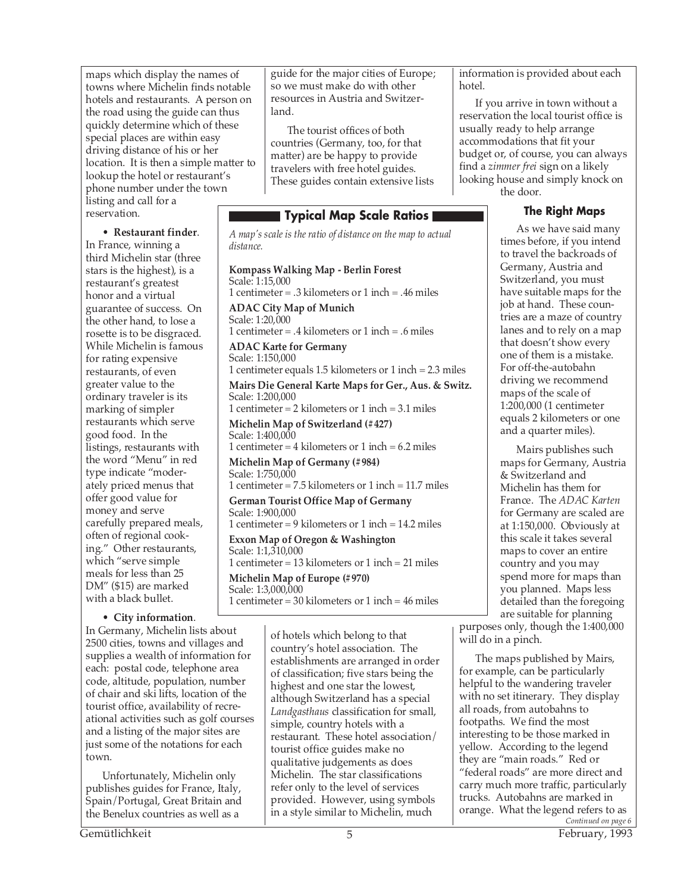maps which display the names of towns where Michelin finds notable hotels and restaurants. A person on the road using the guide can thus quickly determine which of these special places are within easy driving distance of his or her location. It is then a simple matter to lookup the hotel or restaurant's phone number under the town listing and call for a reservation.

- **Restaurant finder**. In France, winning a third Michelin star (three stars is the highest), is a restaurant's greatest honor and a virtual guarantee of success. On the other hand, to lose a rosette is to be disgraced. While Michelin is famous for rating expensive restaurants, of even greater value to the ordinary traveler is its marking of simpler restaurants which serve good food. In the listings, restaurants with the word "Menu" in red type indicate "moderately priced menus that offer good value for money and serve carefully prepared meals, often of regional cooking." Other restaurants, which "serve simple meals for less than 25 DM" ($15) are marked with a black bullet.

- **City information**. In Germany, Michelin lists about 2500 cities, towns and villages and supplies a wealth of information for each: postal code, telephone area code, altitude, population, number of chair and ski lifts, location of the tourist office, availability of recreational activities such as golf courses and a listing of the major sites are just some of the notations for each town.

Unfortunately, Michelin only publishes guides for France, Italy, Spain/Portugal, Great Britain and the Benelux countries as well as a guide for the major cities of Europe; so we must make do with other resources in Austria and Switzerland.

The tourist offices of both countries (Germany, too, for that matter) are be happy to provide travelers with free hotel guides. These guides contain extensive lists of hotels which belong to that country's hotel association. The establishments are arranged in order of classification; five stars being the highest and one star the lowest, although Switzerland has a special *Landgasthaus* classification for small, simple, country hotels with a restaurant. These hotel association/ tourist office guides make no qualitative judgements as does Michelin. The star classifications refer only to the level of services provided. However, using symbols in a style similar to Michelin, much information is provided about each hotel.

If you arrive in town without a reservation the local tourist office is usually ready to help arrange accommodations that fit your budget or, of course, you can always find a *zimmer frei* sign on a likely looking house and simply knock on the door.

## Typical Map Scale Ratios

*A map's scale is the ratio of distance on the map to actual distance.*

**Kompass Walking Map - Berlin Forest**
Scale: 1:15,000
1 centimeter = .3 kilometers or 1 inch = .46 miles

**ADAC City Map of Munich**
Scale: 1:20,000
1 centimeter = .4 kilometers or 1 inch = .6 miles

**ADAC Karte for Germany**
Scale: 1:150,000
1 centimeter equals 1.5 kilometers or 1 inch = 2.3 miles

**Mairs Die General Karte Maps for Ger., Aus. & Switz.**
Scale: 1:200,000
1 centimeter = 2 kilometers or 1 inch = 3.1 miles

**Michelin Map of Switzerland (#427)**
Scale: 1:400,000
1 centimeter = 4 kilometers or 1 inch = 6.2 miles

**Michelin Map of Germany (#984)**
Scale: 1:750,000
1 centimeter = 7.5 kilometers or 1 inch = 11.7 miles

**German Tourist Office Map of Germany**
Scale: 1:900,000
1 centimeter = 9 kilometers or 1 inch = 14.2 miles

**Exxon Map of Oregon & Washington**
Scale: 1:1,310,000
1 centimeter = 13 kilometers or 1 inch = 21 miles

**Michelin Map of Europe (#970)**
Scale: 1:3,000,000
1 centimeter = 30 kilometers or 1 inch = 46 miles

### The Right Maps

As we have said many times before, if you intend to travel the backroads of Germany, Austria and Switzerland, you must have suitable maps for the job at hand. These countries are a maze of country lanes and to rely on a map that doesn't show every one of them is a mistake. For off-the-autobahn driving we recommend maps of the scale of 1:200,000 (1 centimeter equals 2 kilometers or one and a quarter miles).

Mairs publishes such maps for Germany, Austria & Switzerland and Michelin has them for France. The *ADAC Karten* for Germany are scaled are at 1:150,000. Obviously at this scale it takes several maps to cover an entire country and you may spend more for maps than you planned. Maps less detailed than the foregoing are suitable for planning purposes only, though the 1:400,000 will do in a pinch.

The maps published by Mairs, for example, can be particularly helpful to the wandering traveler with no set itinerary. They display all roads, from autobahns to footpaths. We find the most interesting to be those marked in yellow. According to the legend they are "main roads." Red or "federal roads" are more direct and carry much more traffic, particularly trucks. Autobahns are marked in orange. What the legend refers to as

*Continued on page 6*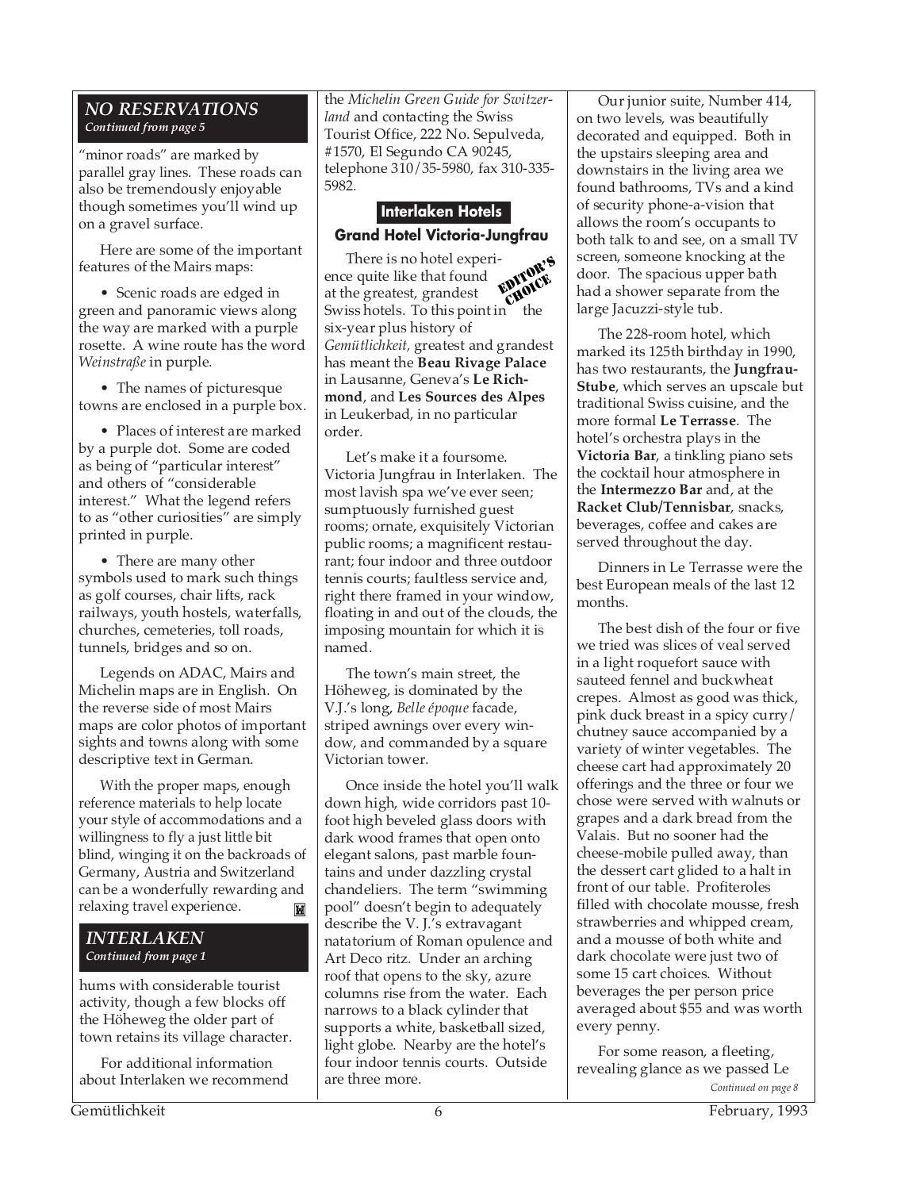## NO RESERVATIONS

*Continued from page 5*

"minor roads" are marked by parallel gray lines. These roads can also be tremendously enjoyable though sometimes you'll wind up on a gravel surface.

Here are some of the important features of the Mairs maps:

- Scenic roads are edged in green and panoramic views along the way are marked with a purple rosette. A wine route has the word *Weinstraße* in purple.

- The names of picturesque towns are enclosed in a purple box.

- Places of interest are marked by a purple dot. Some are coded as being of "particular interest" and others of "considerable interest." What the legend refers to as "other curiosities" are simply printed in purple.

- There are many other symbols used to mark such things as golf courses, chair lifts, rack railways, youth hostels, waterfalls, churches, cemeteries, toll roads, tunnels, bridges and so on.

Legends on ADAC, Mairs and Michelin maps are in English. On the reverse side of most Mairs maps are color photos of important sights and towns along with some descriptive text in German.

With the proper maps, enough reference materials to help locate your style of accommodations and a willingness to fly a just little bit blind, winging it on the backroads of Germany, Austria and Switzerland can be a wonderfully rewarding and relaxing travel experience.

## INTERLAKEN

*Continued from page 1*

hums with considerable tourist activity, though a few blocks off the Höheweg the older part of town retains its village character.

For additional information about Interlaken we recommend the *Michelin Green Guide for Switzerland* and contacting the Swiss Tourist Office, 222 No. Sepulveda, #1570, El Segundo CA 90245, telephone 310/35-5980, fax 310-335-5982.

### Interlaken Hotels

#### Grand Hotel Victoria-Jungfrau

EDITOR'S CHOICE

There is no hotel experience quite like that found at the greatest, grandest Swiss hotels. To this point in the six-year plus history of *Gemütlichkeit,* greatest and grandest has meant the **Beau Rivage Palace** in Lausanne, Geneva's **Le Richmond**, and **Les Sources des Alpes** in Leukerbad, in no particular order.

Let's make it a foursome. Victoria Jungfrau in Interlaken. The most lavish spa we've ever seen; sumptuously furnished guest rooms; ornate, exquisitely Victorian public rooms; a magnificent restaurant; four indoor and three outdoor tennis courts; faultless service and, right there framed in your window, floating in and out of the clouds, the imposing mountain for which it is named.

The town's main street, the Höheweg, is dominated by the V.J.'s long, *Belle époque* facade, striped awnings over every window, and commanded by a square Victorian tower.

Once inside the hotel you'll walk down high, wide corridors past 10-foot high beveled glass doors with dark wood frames that open onto elegant salons, past marble fountains and under dazzling crystal chandeliers. The term "swimming pool" doesn't begin to adequately describe the V. J.'s extravagant natatorium of Roman opulence and Art Deco ritz. Under an arching roof that opens to the sky, azure columns rise from the water. Each narrows to a black cylinder that supports a white, basketball sized, light globe. Nearby are the hotel's four indoor tennis courts. Outside are three more.

Our junior suite, Number 414, on two levels, was beautifully decorated and equipped. Both in the upstairs sleeping area and downstairs in the living area we found bathrooms, TVs and a kind of security phone-a-vision that allows the room's occupants to both talk to and see, on a small TV screen, someone knocking at the door. The spacious upper bath had a shower separate from the large Jacuzzi-style tub.

The 228-room hotel, which marked its 125th birthday in 1990, has two restaurants, the **Jungfrau-Stube**, which serves an upscale but traditional Swiss cuisine, and the more formal **Le Terrasse**. The hotel's orchestra plays in the **Victoria Bar**, a tinkling piano sets the cocktail hour atmosphere in the **Intermezzo Bar** and, at the **Racket Club/Tennisbar**, snacks, beverages, coffee and cakes are served throughout the day.

Dinners in Le Terrasse were the best European meals of the last 12 months.

The best dish of the four or five we tried was slices of veal served in a light roquefort sauce with sauteed fennel and buckwheat crepes. Almost as good was thick, pink duck breast in a spicy curry/chutney sauce accompanied by a variety of winter vegetables. The cheese cart had approximately 20 offerings and the three or four we chose were served with walnuts or grapes and a dark bread from the Valais. But no sooner had the cheese-mobile pulled away, than the dessert cart glided to a halt in front of our table. Profiteroles filled with chocolate mousse, fresh strawberries and whipped cream, and a mousse of both white and dark chocolate were just two of some 15 cart choices. Without beverages the per person price averaged about $55 and was worth every penny.

For some reason, a fleeting, revealing glance as we passed Le

*Continued on page 8*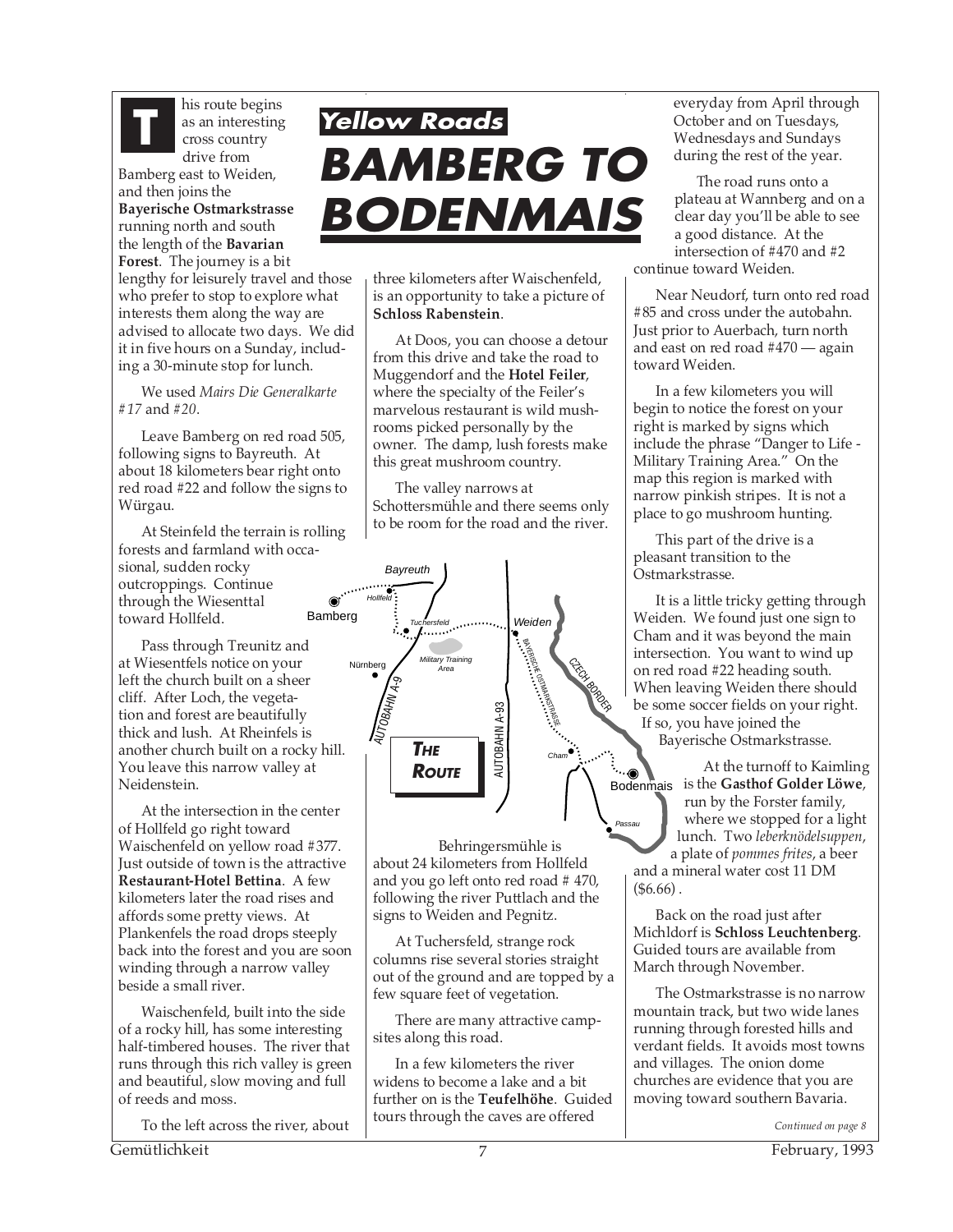*Yellow Roads*

# BAMBERG TO BODENMAIS

This route begins as an interesting cross country drive from Bamberg east to Weiden, and then joins the **Bayerische Ostmarkstrasse** running north and south the length of the **Bavarian Forest**. The journey is a bit lengthy for leisurely travel and those who prefer to stop to explore what interests them along the way are advised to allocate two days. We did it in five hours on a Sunday, including a 30-minute stop for lunch.

We used *Mairs Die Generalkarte #17* and *#20*.

Leave Bamberg on red road 505, following signs to Bayreuth. At about 18 kilometers bear right onto red road #22 and follow the signs to Würgau.

At Steinfeld the terrain is rolling forests and farmland with occasional, sudden rocky outcroppings. Continue through the Wiesenttal toward Hollfeld.

Pass through Treunitz and at Wiesentfels notice on your left the church built on a sheer cliff. After Loch, the vegetation and forest are beautifully thick and lush. At Rheinfels is another church built on a rocky hill. You leave this narrow valley at Neidenstein.

At the intersection in the center of Hollfeld go right toward Waischenfeld on yellow road #377. Just outside of town is the attractive **Restaurant-Hotel Bettina**. A few kilometers later the road rises and affords some pretty views. At Plankenfels the road drops steeply back into the forest and you are soon winding through a narrow valley beside a small river.

Waischenfeld, built into the side of a rocky hill, has some interesting half-timbered houses. The river that runs through this rich valley is green and beautiful, slow moving and full of reeds and moss.

To the left across the river, about three kilometers after Waischenfeld, is an opportunity to take a picture of **Schloss Rabenstein**.

At Doos, you can choose a detour from this drive and take the road to Muggendorf and the **Hotel Feiler**, where the specialty of the Feiler's marvelous restaurant is wild mushrooms picked personally by the owner. The damp, lush forests make this great mushroom country.

The valley narrows at Schottersmühle and there seems only to be room for the road and the river.

Bayreuth · Hollfeld · Bamberg · Tuchersfeld · Weiden · Nürnberg · Military Training Area · AUTOBAHN A-9 · AUTOBAHN A-93 · BAYERISCHE OSTMARKSTRASSE · CZECH BORDER · Cham · Bodenmais · Passau

**THE ROUTE**

Behringersmühle is about 24 kilometers from Hollfeld and you go left onto red road # 470, following the river Puttlach and the signs to Weiden and Pegnitz.

At Tuchersfeld, strange rock columns rise several stories straight out of the ground and are topped by a few square feet of vegetation.

There are many attractive campsites along this road.

In a few kilometers the river widens to become a lake and a bit further on is the **Teufelhöhe**. Guided tours through the caves are offered everyday from April through October and on Tuesdays, Wednesdays and Sundays during the rest of the year.

The road runs onto a plateau at Wannberg and on a clear day you'll be able to see a good distance. At the intersection of #470 and #2 continue toward Weiden.

Near Neudorf, turn onto red road #85 and cross under the autobahn. Just prior to Auerbach, turn north and east on red road #470 — again toward Weiden.

In a few kilometers you will begin to notice the forest on your right is marked by signs which include the phrase "Danger to Life - Military Training Area." On the map this region is marked with narrow pinkish stripes. It is not a place to go mushroom hunting.

This part of the drive is a pleasant transition to the Ostmarkstrasse.

It is a little tricky getting through Weiden. We found just one sign to Cham and it was beyond the main intersection. You want to wind up on red road #22 heading south. When leaving Weiden there should be some soccer fields on your right. If so, you have joined the Bayerische Ostmarkstrasse.

At the turnoff to Kaimling is the **Gasthof Golder Löwe**, run by the Forster family, where we stopped for a light lunch. Two *leberknödelsuppen*, a plate of *pommes frites*, a beer and a mineral water cost 11 DM ($6.66) .

Back on the road just after Michldorf is **Schloss Leuchtenberg**. Guided tours are available from March through November.

The Ostmarkstrasse is no narrow mountain track, but two wide lanes running through forested hills and verdant fields. It avoids most towns and villages. The onion dome churches are evidence that you are moving toward southern Bavaria.

*Continued on page 8*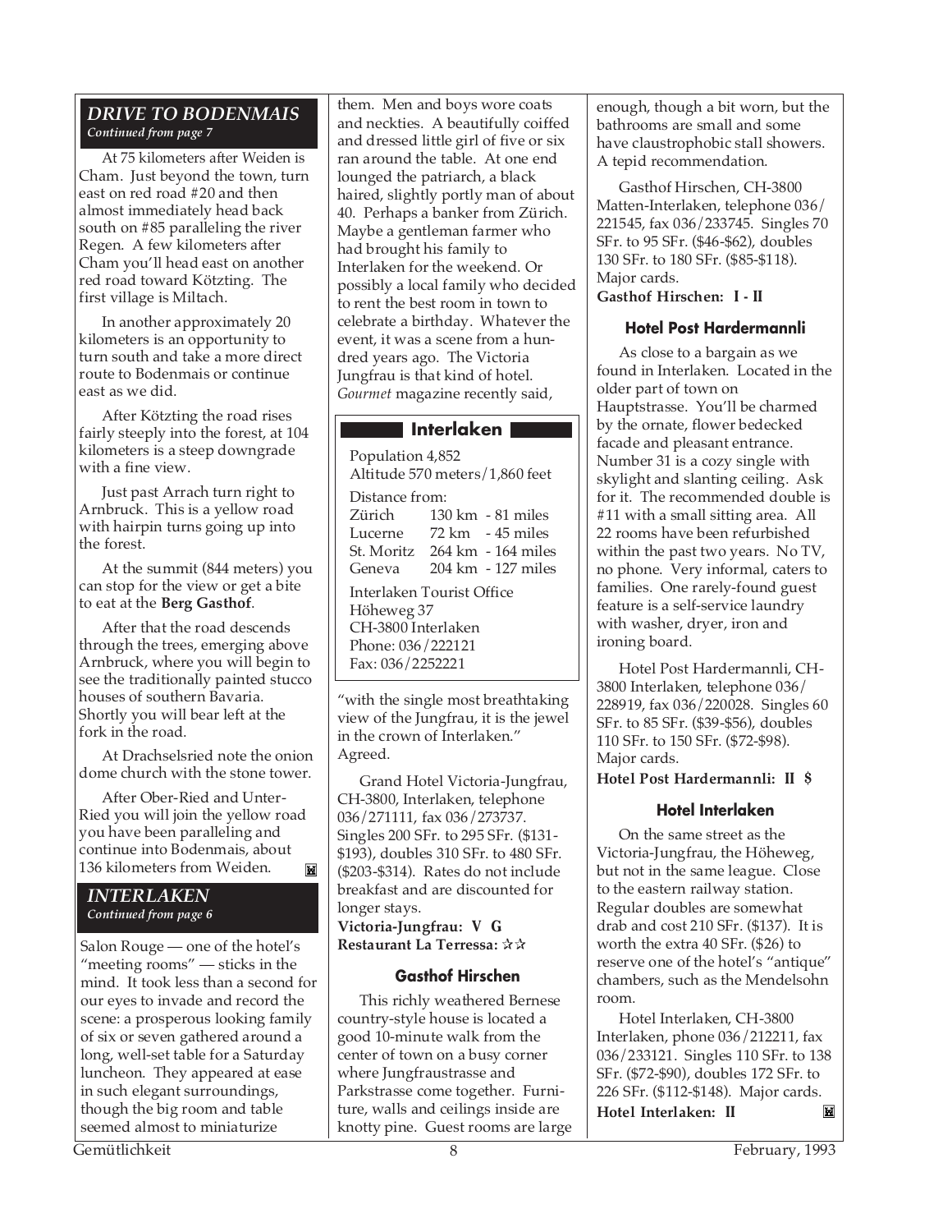## *DRIVE TO BODENMAIS*

*Continued from page 7*

At 75 kilometers after Weiden is Cham. Just beyond the town, turn east on red road #20 and then almost immediately head back south on #85 paralleling the river Regen. A few kilometers after Cham you'll head east on another red road toward Kötzting. The first village is Miltach.

In another approximately 20 kilometers is an opportunity to turn south and take a more direct route to Bodenmais or continue east as we did.

After Kötzting the road rises fairly steeply into the forest, at 104 kilometers is a steep downgrade with a fine view.

Just past Arrach turn right to Arnbruck. This is a yellow road with hairpin turns going up into the forest.

At the summit (844 meters) you can stop for the view or get a bite to eat at the **Berg Gasthof**.

After that the road descends through the trees, emerging above Arnbruck, where you will begin to see the traditionally painted stucco houses of southern Bavaria. Shortly you will bear left at the fork in the road.

At Drachselsried note the onion dome church with the stone tower.

After Ober-Ried and Unter-Ried you will join the yellow road you have been paralleling and continue into Bodenmais, about 136 kilometers from Weiden.

## *INTERLAKEN*

*Continued from page 6*

Salon Rouge — one of the hotel's "meeting rooms" — sticks in the mind. It took less than a second for our eyes to invade and record the scene: a prosperous looking family of six or seven gathered around a long, well-set table for a Saturday luncheon. They appeared at ease in such elegant surroundings, though the big room and table seemed almost to miniaturize them. Men and boys wore coats and neckties. A beautifully coiffed and dressed little girl of five or six ran around the table. At one end lounged the patriarch, a black haired, slightly portly man of about 40. Perhaps a banker from Zürich. Maybe a gentleman farmer who had brought his family to Interlaken for the weekend. Or possibly a local family who decided to rent the best room in town to celebrate a birthday. Whatever the event, it was a scene from a hundred years ago. The Victoria Jungfrau is that kind of hotel. *Gourmet* magazine recently said, "with the single most breathtaking view of the Jungfrau, it is the jewel in the crown of Interlaken." Agreed.

### Interlaken

Population 4,852
Altitude 570 meters/1,860 feet

Distance from:

| | | |
|---|---|---|
| Zürich | 130 km | 81 miles |
| Lucerne | 72 km | 45 miles |
| St. Moritz | 264 km | 164 miles |
| Geneva | 204 km | 127 miles |

Interlaken Tourist Office
Höheweg 37
CH-3800 Interlaken
Phone: 036/222121
Fax: 036/2252221

Grand Hotel Victoria-Jungfrau, CH-3800, Interlaken, telephone 036/271111, fax 036/273737. Singles 200 SFr. to 295 SFr. ($131-$193), doubles 310 SFr. to 480 SFr. ($203-$314). Rates do not include breakfast and are discounted for longer stays.

**Victoria-Jungfrau: V G**
**Restaurant La Terressa: ☆☆**

### Gasthof Hirschen

This richly weathered Bernese country-style house is located a good 10-minute walk from the center of town on a busy corner where Jungfraustrasse and Parkstrasse come together. Furniture, walls and ceilings inside are knotty pine. Guest rooms are large enough, though a bit worn, but the bathrooms are small and some have claustrophobic stall showers. A tepid recommendation.

Gasthof Hirschen, CH-3800 Matten-Interlaken, telephone 036/221545, fax 036/233745. Singles 70 SFr. to 95 SFr. ($46-$62), doubles 130 SFr. to 180 SFr. ($85-$118). Major cards.

**Gasthof Hirschen: I - II**

### Hotel Post Hardermannli

As close to a bargain as we found in Interlaken. Located in the older part of town on Hauptstrasse. You'll be charmed by the ornate, flower bedecked facade and pleasant entrance. Number 31 is a cozy single with skylight and slanting ceiling. Ask for it. The recommended double is #11 with a small sitting area. All 22 rooms have been refurbished within the past two years. No TV, no phone. Very informal, caters to families. One rarely-found guest feature is a self-service laundry with washer, dryer, iron and ironing board.

Hotel Post Hardermannli, CH-3800 Interlaken, telephone 036/228919, fax 036/220028. Singles 60 SFr. to 85 SFr. ($39-$56), doubles 110 SFr. to 150 SFr. ($72-$98). Major cards.

**Hotel Post Hardermannli: II $**

### Hotel Interlaken

On the same street as the Victoria-Jungfrau, the Höheweg, but not in the same league. Close to the eastern railway station. Regular doubles are somewhat drab and cost 210 SFr. ($137). It is worth the extra 40 SFr. ($26) to reserve one of the hotel's "antique" chambers, such as the Mendelsohn room.

Hotel Interlaken, CH-3800 Interlaken, phone 036/212211, fax 036/233121. Singles 110 SFr. to 138 SFr. ($72-$90), doubles 172 SFr. to 226 SFr. ($112-$148). Major cards.

**Hotel Interlaken: II**